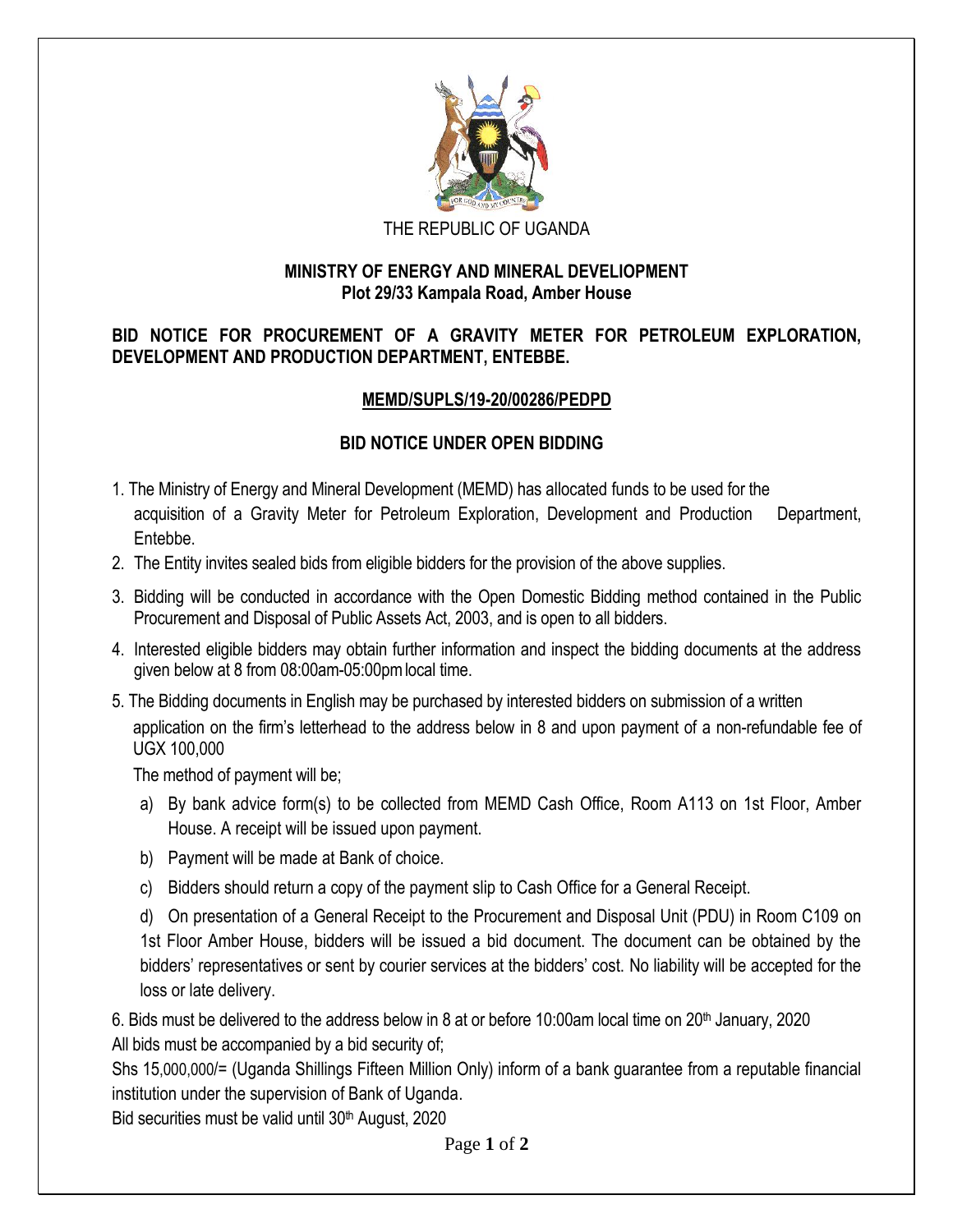THE REPUBLIC OF UGANDA

**MINISTRY OF ENERGY AND MINERAL DEVELIOPMENT**
**Plot 29/33 Kampala Road, Amber House**

**BID NOTICE FOR PROCUREMENT OF A GRAVITY METER FOR PETROLEUM EXPLORATION, DEVELOPMENT AND PRODUCTION DEPARTMENT, ENTEBBE.**

**MEMD/SUPLS/19-20/00286/PEDPD**

**BID NOTICE UNDER OPEN BIDDING**

1. The Ministry of Energy and Mineral Development (MEMD) has allocated funds to be used for the acquisition of a Gravity Meter for Petroleum Exploration, Development and Production Department, Entebbe.
2. The Entity invites sealed bids from eligible bidders for the provision of the above supplies.
3. Bidding will be conducted in accordance with the Open Domestic Bidding method contained in the Public Procurement and Disposal of Public Assets Act, 2003, and is open to all bidders.
4. Interested eligible bidders may obtain further information and inspect the bidding documents at the address given below at 8 from 08:00am-05:00pm local time.
5. The Bidding documents in English may be purchased by interested bidders on submission of a written application on the firm's letterhead to the address below in 8 and upon payment of a non-refundable fee of UGX 100,000

   The method of payment will be;

   a) By bank advice form(s) to be collected from MEMD Cash Office, Room A113 on 1st Floor, Amber House. A receipt will be issued upon payment.

   b) Payment will be made at Bank of choice.

   c) Bidders should return a copy of the payment slip to Cash Office for a General Receipt.

   d) On presentation of a General Receipt to the Procurement and Disposal Unit (PDU) in Room C109 on 1st Floor Amber House, bidders will be issued a bid document. The document can be obtained by the bidders' representatives or sent by courier services at the bidders' cost. No liability will be accepted for the loss or late delivery.

6. Bids must be delivered to the address below in 8 at or before 10:00am local time on 20th January, 2020

All bids must be accompanied by a bid security of;

Shs 15,000,000/= (Uganda Shillings Fifteen Million Only) inform of a bank guarantee from a reputable financial institution under the supervision of Bank of Uganda.

Bid securities must be valid until 30th August, 2020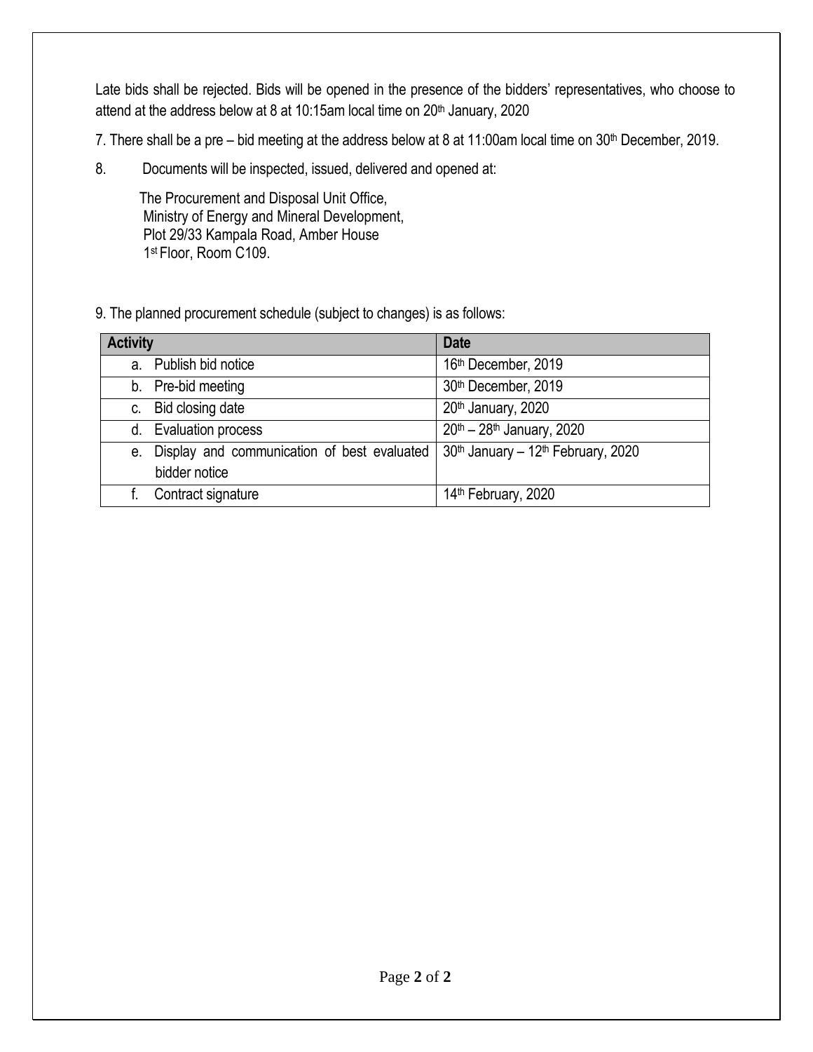Late bids shall be rejected. Bids will be opened in the presence of the bidders' representatives, who choose to attend at the address below at 8 at 10:15am local time on 20th January, 2020

7. There shall be a pre – bid meeting at the address below at 8 at 11:00am local time on 30th December, 2019.

8. Documents will be inspected, issued, delivered and opened at:

The Procurement and Disposal Unit Office,
Ministry of Energy and Mineral Development,
Plot 29/33 Kampala Road, Amber House
1st Floor, Room C109.

9. The planned procurement schedule (subject to changes) is as follows:

| Activity | Date |
|---|---|
| a. Publish bid notice | 16th December, 2019 |
| b. Pre-bid meeting | 30th December, 2019 |
| c. Bid closing date | 20th January, 2020 |
| d. Evaluation process | 20th – 28th January, 2020 |
| e. Display and communication of best evaluated bidder notice | 30th January – 12th February, 2020 |
| f. Contract signature | 14th February, 2020 |